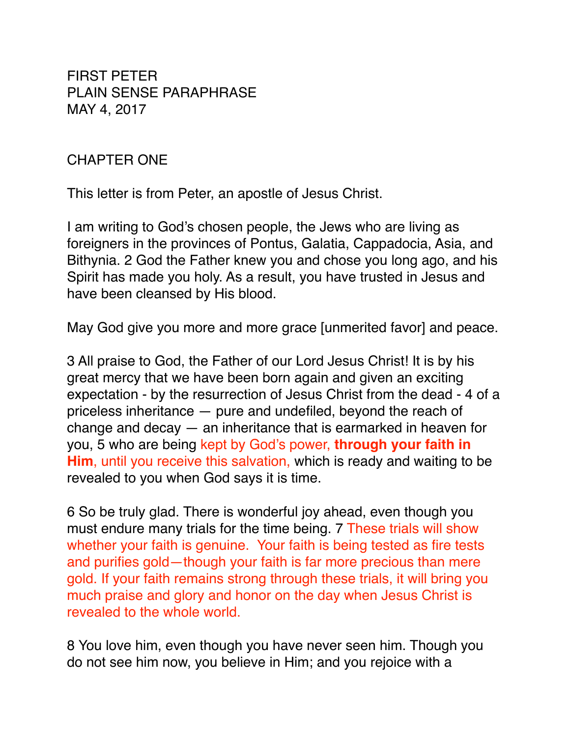FIRST PETER
PLAIN SENSE PARAPHRASE
MAY 4, 2017

CHAPTER ONE

This letter is from Peter, an apostle of Jesus Christ.

I am writing to God's chosen people, the Jews who are living as foreigners in the provinces of Pontus, Galatia, Cappadocia, Asia, and Bithynia. 2 God the Father knew you and chose you long ago, and his Spirit has made you holy. As a result, you have trusted in Jesus and have been cleansed by His blood.

May God give you more and more grace [unmerited favor] and peace.

3 All praise to God, the Father of our Lord Jesus Christ! It is by his great mercy that we have been born again and given an exciting expectation - by the resurrection of Jesus Christ from the dead - 4 of a priceless inheritance — pure and undefiled, beyond the reach of change and decay — an inheritance that is earmarked in heaven for you, 5 who are being kept by God's power, **through your faith in Him**, until you receive this salvation, which is ready and waiting to be revealed to you when God says it is time.

6 So be truly glad. There is wonderful joy ahead, even though you must endure many trials for the time being. 7 These trials will show whether your faith is genuine. Your faith is being tested as fire tests and purifies gold—though your faith is far more precious than mere gold. If your faith remains strong through these trials, it will bring you much praise and glory and honor on the day when Jesus Christ is revealed to the whole world.

8 You love him, even though you have never seen him. Though you do not see him now, you believe in Him; and you rejoice with a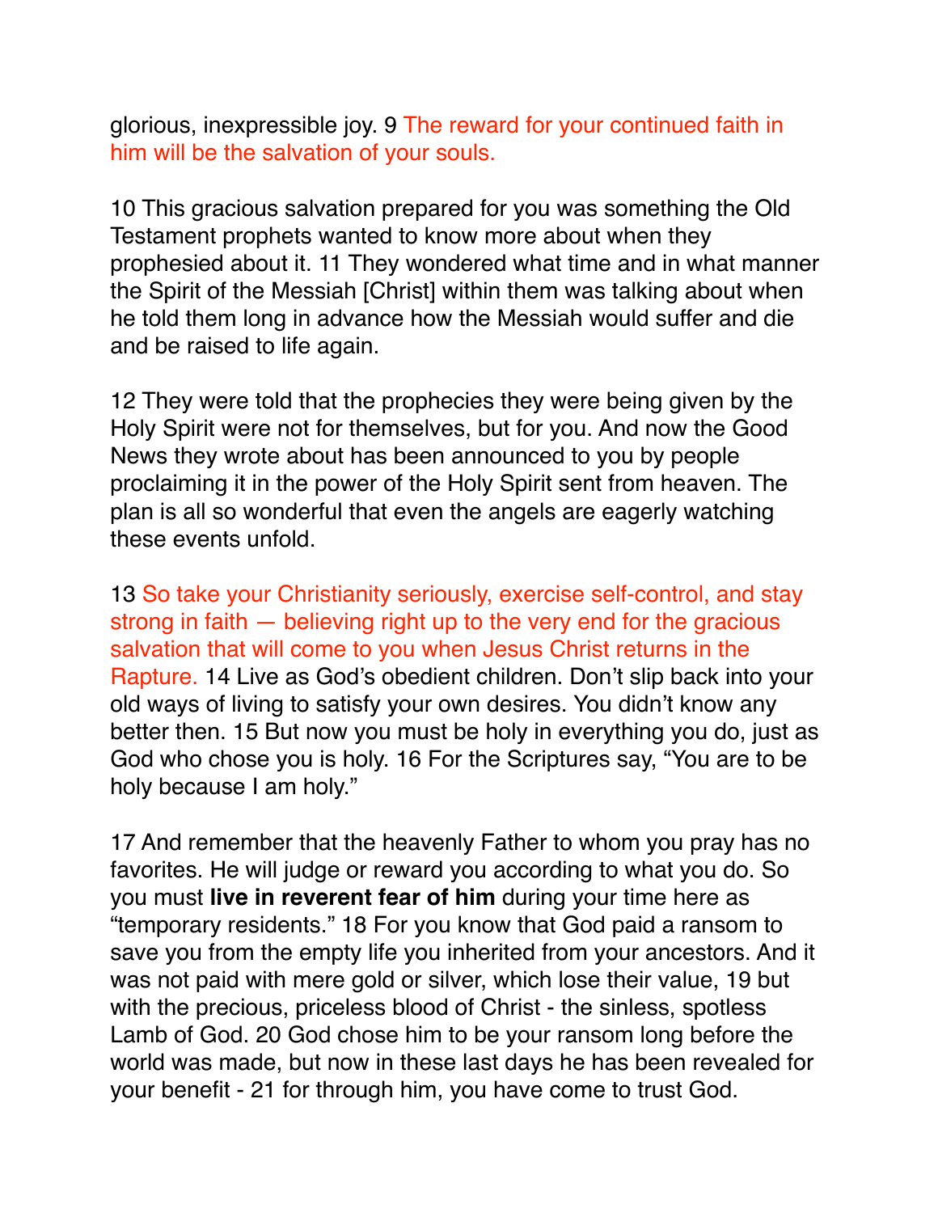glorious, inexpressible joy. 9 The reward for your continued faith in him will be the salvation of your souls.

10 This gracious salvation prepared for you was something the Old Testament prophets wanted to know more about when they prophesied about it. 11 They wondered what time and in what manner the Spirit of the Messiah [Christ] within them was talking about when he told them long in advance how the Messiah would suffer and die and be raised to life again.

12 They were told that the prophecies they were being given by the Holy Spirit were not for themselves, but for you. And now the Good News they wrote about has been announced to you by people proclaiming it in the power of the Holy Spirit sent from heaven. The plan is all so wonderful that even the angels are eagerly watching these events unfold.

13 So take your Christianity seriously, exercise self-control, and stay strong in faith — believing right up to the very end for the gracious salvation that will come to you when Jesus Christ returns in the Rapture. 14 Live as God's obedient children. Don't slip back into your old ways of living to satisfy your own desires. You didn't know any better then. 15 But now you must be holy in everything you do, just as God who chose you is holy. 16 For the Scriptures say, "You are to be holy because I am holy."

17 And remember that the heavenly Father to whom you pray has no favorites. He will judge or reward you according to what you do. So you must **live in reverent fear of him** during your time here as "temporary residents." 18 For you know that God paid a ransom to save you from the empty life you inherited from your ancestors. And it was not paid with mere gold or silver, which lose their value, 19 but with the precious, priceless blood of Christ - the sinless, spotless Lamb of God. 20 God chose him to be your ransom long before the world was made, but now in these last days he has been revealed for your benefit - 21 for through him, you have come to trust God.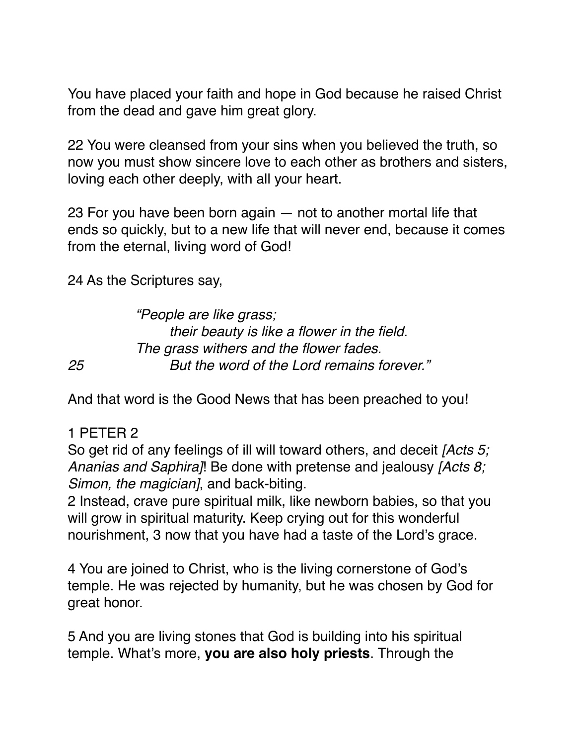You have placed your faith and hope in God because he raised Christ from the dead and gave him great glory.

22 You were cleansed from your sins when you believed the truth, so now you must show sincere love to each other as brothers and sisters, loving each other deeply, with all your heart.

23 For you have been born again — not to another mortal life that ends so quickly, but to a new life that will never end, because it comes from the eternal, living word of God!

24 As the Scriptures say,

> *“People are like grass;*
> *their beauty is like a flower in the field.*
> *The grass withers and the flower fades.*
> *25 But the word of the Lord remains forever.”*

And that word is the Good News that has been preached to you!

1 PETER 2

So get rid of any feelings of ill will toward others, and deceit *[Acts 5; Ananias and Saphira]*! Be done with pretense and jealousy *[Acts 8; Simon, the magician]*, and back-biting.

2 Instead, crave pure spiritual milk, like newborn babies, so that you will grow in spiritual maturity. Keep crying out for this wonderful nourishment, 3 now that you have had a taste of the Lord’s grace.

4 You are joined to Christ, who is the living cornerstone of God’s temple. He was rejected by humanity, but he was chosen by God for great honor.

5 And you are living stones that God is building into his spiritual temple. What’s more, **you are also holy priests**. Through the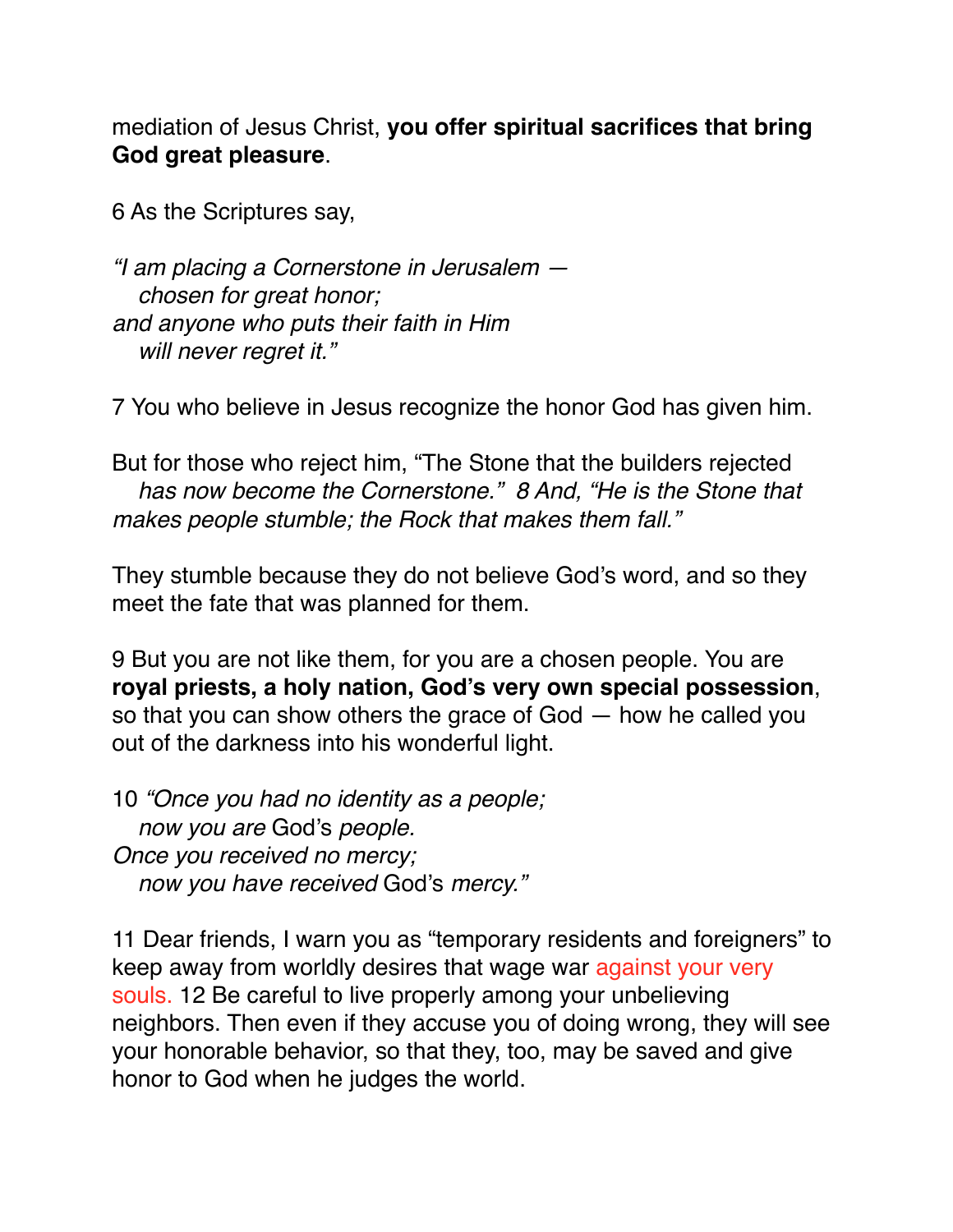mediation of Jesus Christ, **you offer spiritual sacrifices that bring God great pleasure**.

6 As the Scriptures say,

*"I am placing a Cornerstone in Jerusalem —*
*chosen for great honor;*
*and anyone who puts their faith in Him*
*will never regret it."*

7 You who believe in Jesus recognize the honor God has given him.

But for those who reject him, "The Stone that the builders rejected *has now become the Cornerstone." 8 And, "He is the Stone that makes people stumble; the Rock that makes them fall."*

They stumble because they do not believe God's word, and so they meet the fate that was planned for them.

9 But you are not like them, for you are a chosen people. You are **royal priests, a holy nation, God's very own special possession**, so that you can show others the grace of God — how he called you out of the darkness into his wonderful light.

10 *"Once you had no identity as a people;*
*now you are* God's *people.*
*Once you received no mercy;*
*now you have received* God's *mercy."*

11 Dear friends, I warn you as "temporary residents and foreigners" to keep away from worldly desires that wage war against your very souls. 12 Be careful to live properly among your unbelieving neighbors. Then even if they accuse you of doing wrong, they will see your honorable behavior, so that they, too, may be saved and give honor to God when he judges the world.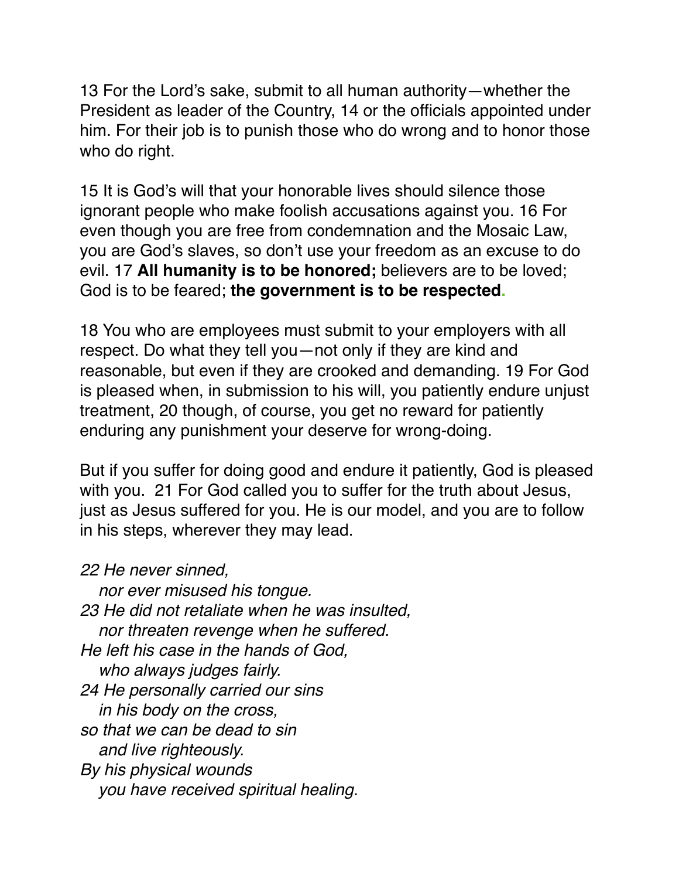13 For the Lord's sake, submit to all human authority—whether the President as leader of the Country, 14 or the officials appointed under him. For their job is to punish those who do wrong and to honor those who do right.

15 It is God's will that your honorable lives should silence those ignorant people who make foolish accusations against you. 16 For even though you are free from condemnation and the Mosaic Law, you are God's slaves, so don't use your freedom as an excuse to do evil. 17 **All humanity is to be honored;** believers are to be loved; God is to be feared; **the government is to be respected.**

18 You who are employees must submit to your employers with all respect. Do what they tell you—not only if they are kind and reasonable, but even if they are crooked and demanding. 19 For God is pleased when, in submission to his will, you patiently endure unjust treatment, 20 though, of course, you get no reward for patiently enduring any punishment your deserve for wrong-doing.

But if you suffer for doing good and endure it patiently, God is pleased with you. 21 For God called you to suffer for the truth about Jesus, just as Jesus suffered for you. He is our model, and you are to follow in his steps, wherever they may lead.

*22 He never sinned,*
*nor ever misused his tongue.*
*23 He did not retaliate when he was insulted,*
*nor threaten revenge when he suffered.*
*He left his case in the hands of God,*
*who always judges fairly.*
*24 He personally carried our sins*
*in his body on the cross,*
*so that we can be dead to sin*
*and live righteously.*
*By his physical wounds*
*you have received spiritual healing.*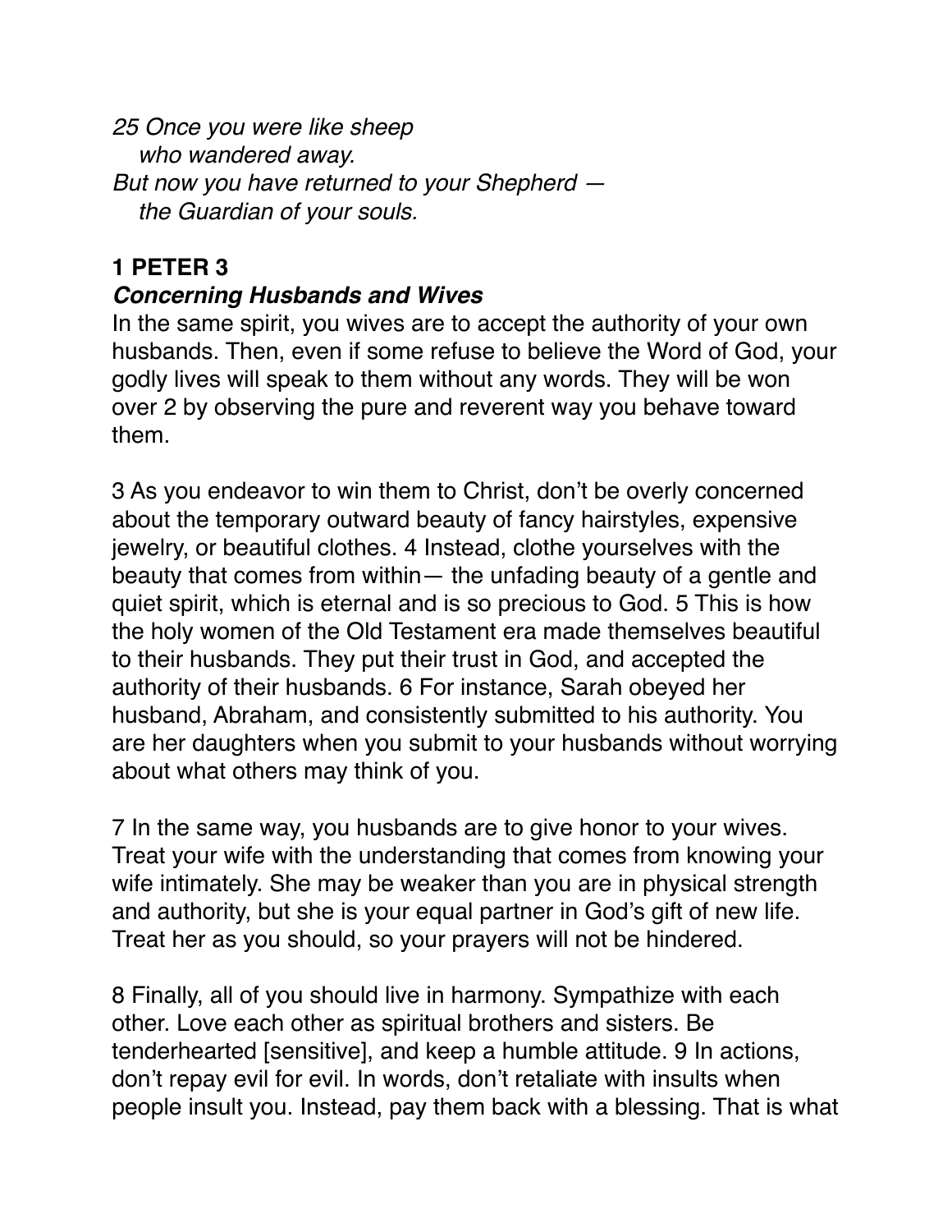*25 Once you were like sheep*
*who wandered away.*
*But now you have returned to your Shepherd —*
*the Guardian of your souls.*

## 1 PETER 3

### *Concerning Husbands and Wives*

In the same spirit, you wives are to accept the authority of your own husbands. Then, even if some refuse to believe the Word of God, your godly lives will speak to them without any words. They will be won over 2 by observing the pure and reverent way you behave toward them.

3 As you endeavor to win them to Christ, don't be overly concerned about the temporary outward beauty of fancy hairstyles, expensive jewelry, or beautiful clothes. 4 Instead, clothe yourselves with the beauty that comes from within— the unfading beauty of a gentle and quiet spirit, which is eternal and is so precious to God. 5 This is how the holy women of the Old Testament era made themselves beautiful to their husbands. They put their trust in God, and accepted the authority of their husbands. 6 For instance, Sarah obeyed her husband, Abraham, and consistently submitted to his authority. You are her daughters when you submit to your husbands without worrying about what others may think of you.

7 In the same way, you husbands are to give honor to your wives. Treat your wife with the understanding that comes from knowing your wife intimately. She may be weaker than you are in physical strength and authority, but she is your equal partner in God's gift of new life. Treat her as you should, so your prayers will not be hindered.

8 Finally, all of you should live in harmony. Sympathize with each other. Love each other as spiritual brothers and sisters. Be tenderhearted [sensitive], and keep a humble attitude. 9 In actions, don't repay evil for evil. In words, don't retaliate with insults when people insult you. Instead, pay them back with a blessing. That is what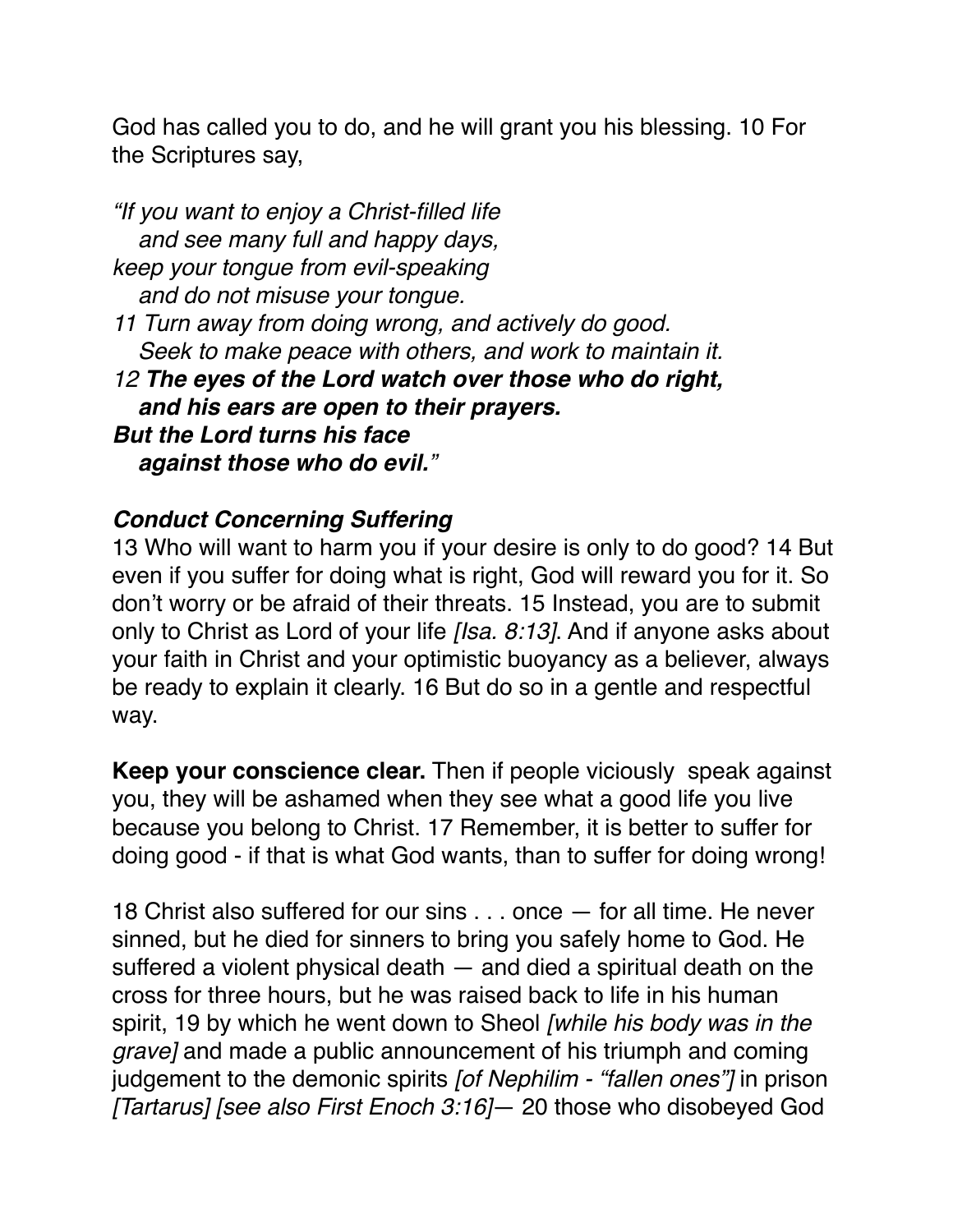God has called you to do, and he will grant you his blessing. 10 For the Scriptures say,

*"If you want to enjoy a Christ-filled life*
*and see many full and happy days,*
*keep your tongue from evil-speaking*
*and do not misuse your tongue.*
*11 Turn away from doing wrong, and actively do good.*
*Seek to make peace with others, and work to maintain it.*
*12* ***The eyes of the Lord watch over those who do right,***
***and his ears are open to their prayers.***
***But the Lord turns his face***
***against those who do evil."***

### *Conduct Concerning Suffering*

13 Who will want to harm you if your desire is only to do good? 14 But even if you suffer for doing what is right, God will reward you for it. So don't worry or be afraid of their threats. 15 Instead, you are to submit only to Christ as Lord of your life *[Isa. 8:13]*. And if anyone asks about your faith in Christ and your optimistic buoyancy as a believer, always be ready to explain it clearly. 16 But do so in a gentle and respectful way.

**Keep your conscience clear.** Then if people viciously speak against you, they will be ashamed when they see what a good life you live because you belong to Christ. 17 Remember, it is better to suffer for doing good - if that is what God wants, than to suffer for doing wrong!

18 Christ also suffered for our sins . . . once — for all time. He never sinned, but he died for sinners to bring you safely home to God. He suffered a violent physical death — and died a spiritual death on the cross for three hours, but he was raised back to life in his human spirit, 19 by which he went down to Sheol *[while his body was in the grave]* and made a public announcement of his triumph and coming judgement to the demonic spirits *[of Nephilim - "fallen ones"]* in prison *[Tartarus] [see also First Enoch 3:16]*— 20 those who disobeyed God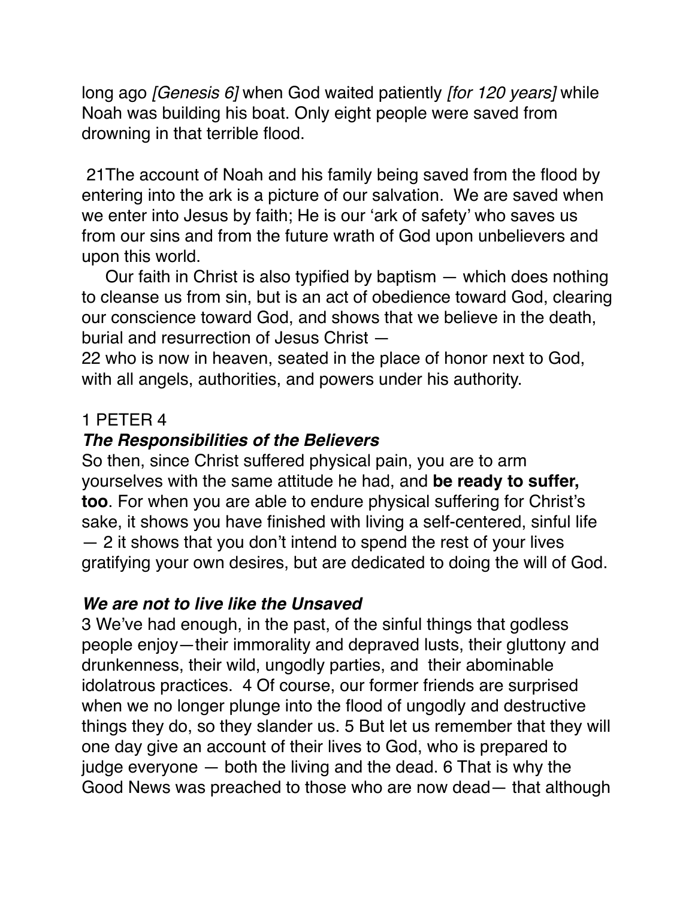long ago *[Genesis 6]* when God waited patiently *[for 120 years]* while Noah was building his boat. Only eight people were saved from drowning in that terrible flood.

21The account of Noah and his family being saved from the flood by entering into the ark is a picture of our salvation. We are saved when we enter into Jesus by faith; He is our 'ark of safety' who saves us from our sins and from the future wrath of God upon unbelievers and upon this world.

Our faith in Christ is also typified by baptism — which does nothing to cleanse us from sin, but is an act of obedience toward God, clearing our conscience toward God, and shows that we believe in the death, burial and resurrection of Jesus Christ —
22 who is now in heaven, seated in the place of honor next to God, with all angels, authorities, and powers under his authority.

1 PETER 4

### *The Responsibilities of the Believers*

So then, since Christ suffered physical pain, you are to arm yourselves with the same attitude he had, and **be ready to suffer, too**. For when you are able to endure physical suffering for Christ's sake, it shows you have finished with living a self-centered, sinful life — 2 it shows that you don't intend to spend the rest of your lives gratifying your own desires, but are dedicated to doing the will of God.

### *We are not to live like the Unsaved*

3 We've had enough, in the past, of the sinful things that godless people enjoy—their immorality and depraved lusts, their gluttony and drunkenness, their wild, ungodly parties, and their abominable idolatrous practices. 4 Of course, our former friends are surprised when we no longer plunge into the flood of ungodly and destructive things they do, so they slander us. 5 But let us remember that they will one day give an account of their lives to God, who is prepared to judge everyone — both the living and the dead. 6 That is why the Good News was preached to those who are now dead— that although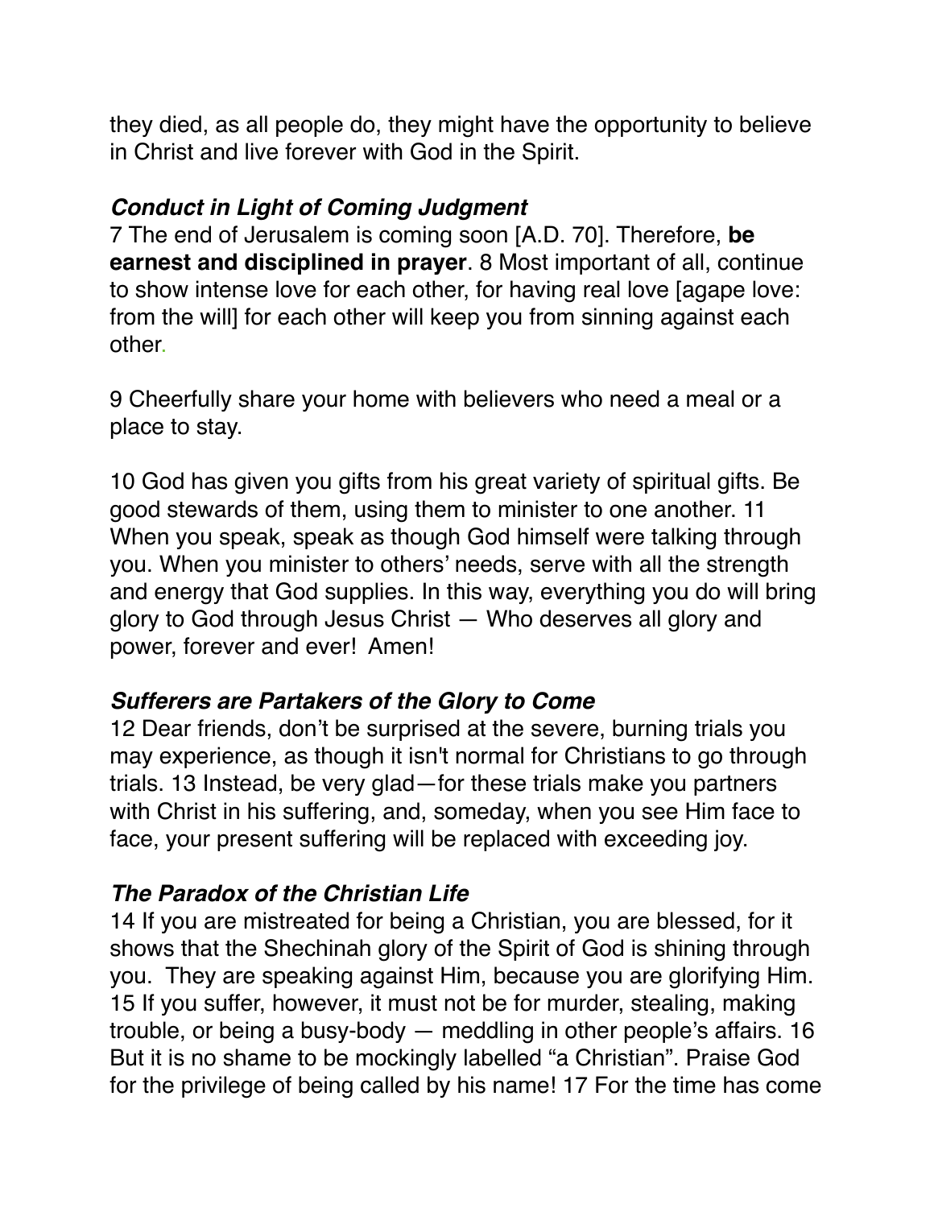they died, as all people do, they might have the opportunity to believe in Christ and live forever with God in the Spirit.

***Conduct in Light of Coming Judgment***

7 The end of Jerusalem is coming soon [A.D. 70]. Therefore, **be earnest and disciplined in prayer**. 8 Most important of all, continue to show intense love for each other, for having real love [agape love: from the will] for each other will keep you from sinning against each other.

9 Cheerfully share your home with believers who need a meal or a place to stay.

10 God has given you gifts from his great variety of spiritual gifts. Be good stewards of them, using them to minister to one another. 11 When you speak, speak as though God himself were talking through you. When you minister to others' needs, serve with all the strength and energy that God supplies. In this way, everything you do will bring glory to God through Jesus Christ — Who deserves all glory and power, forever and ever! Amen!

***Sufferers are Partakers of the Glory to Come***

12 Dear friends, don't be surprised at the severe, burning trials you may experience, as though it isn't normal for Christians to go through trials. 13 Instead, be very glad—for these trials make you partners with Christ in his suffering, and, someday, when you see Him face to face, your present suffering will be replaced with exceeding joy.

***The Paradox of the Christian Life***

14 If you are mistreated for being a Christian, you are blessed, for it shows that the Shechinah glory of the Spirit of God is shining through you. They are speaking against Him, because you are glorifying Him. 15 If you suffer, however, it must not be for murder, stealing, making trouble, or being a busy-body — meddling in other people's affairs. 16 But it is no shame to be mockingly labelled "a Christian". Praise God for the privilege of being called by his name! 17 For the time has come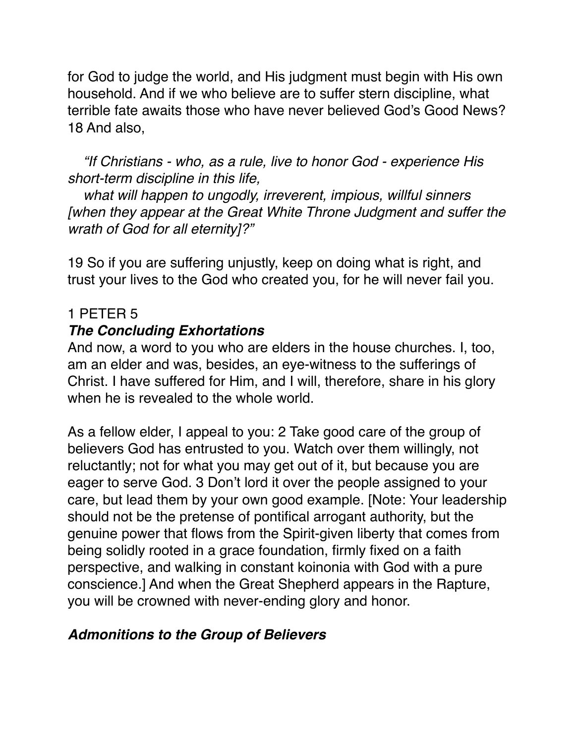for God to judge the world, and His judgment must begin with His own household. And if we who believe are to suffer stern discipline, what terrible fate awaits those who have never believed God's Good News? 18 And also,

*"If Christians - who, as a rule, live to honor God - experience His short-term discipline in this life,*
*what will happen to ungodly, irreverent, impious, willful sinners [when they appear at the Great White Throne Judgment and suffer the wrath of God for all eternity]?"*

19 So if you are suffering unjustly, keep on doing what is right, and trust your lives to the God who created you, for he will never fail you.

## 1 PETER 5

### ***The Concluding Exhortations***

And now, a word to you who are elders in the house churches. I, too, am an elder and was, besides, an eye-witness to the sufferings of Christ. I have suffered for Him, and I will, therefore, share in his glory when he is revealed to the whole world.

As a fellow elder, I appeal to you: 2 Take good care of the group of believers God has entrusted to you. Watch over them willingly, not reluctantly; not for what you may get out of it, but because you are eager to serve God. 3 Don't lord it over the people assigned to your care, but lead them by your own good example. [Note: Your leadership should not be the pretense of pontifical arrogant authority, but the genuine power that flows from the Spirit-given liberty that comes from being solidly rooted in a grace foundation, firmly fixed on a faith perspective, and walking in constant koinonia with God with a pure conscience.] And when the Great Shepherd appears in the Rapture, you will be crowned with never-ending glory and honor.

### ***Admonitions to the Group of Believers***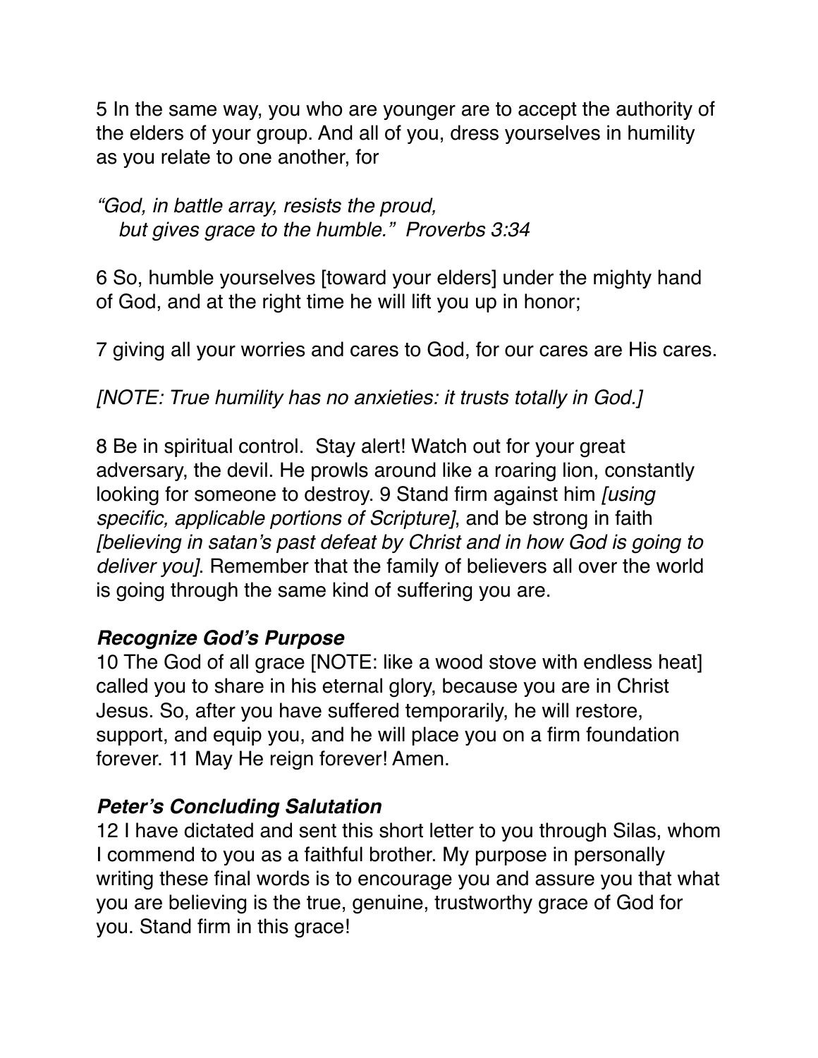5 In the same way, you who are younger are to accept the authority of the elders of your group. And all of you, dress yourselves in humility as you relate to one another, for

*"God, in battle array, resists the proud,*
*but gives grace to the humble." Proverbs 3:34*

6 So, humble yourselves [toward your elders] under the mighty hand of God, and at the right time he will lift you up in honor;

7 giving all your worries and cares to God, for our cares are His cares.

*[NOTE: True humility has no anxieties: it trusts totally in God.]*

8 Be in spiritual control. Stay alert! Watch out for your great adversary, the devil. He prowls around like a roaring lion, constantly looking for someone to destroy. 9 Stand firm against him *[using specific, applicable portions of Scripture]*, and be strong in faith *[believing in satan's past defeat by Christ and in how God is going to deliver you]*. Remember that the family of believers all over the world is going through the same kind of suffering you are.

### ***Recognize God's Purpose***

10 The God of all grace [NOTE: like a wood stove with endless heat] called you to share in his eternal glory, because you are in Christ Jesus. So, after you have suffered temporarily, he will restore, support, and equip you, and he will place you on a firm foundation forever. 11 May He reign forever! Amen.

### ***Peter's Concluding Salutation***

12 I have dictated and sent this short letter to you through Silas, whom I commend to you as a faithful brother. My purpose in personally writing these final words is to encourage you and assure you that what you are believing is the true, genuine, trustworthy grace of God for you. Stand firm in this grace!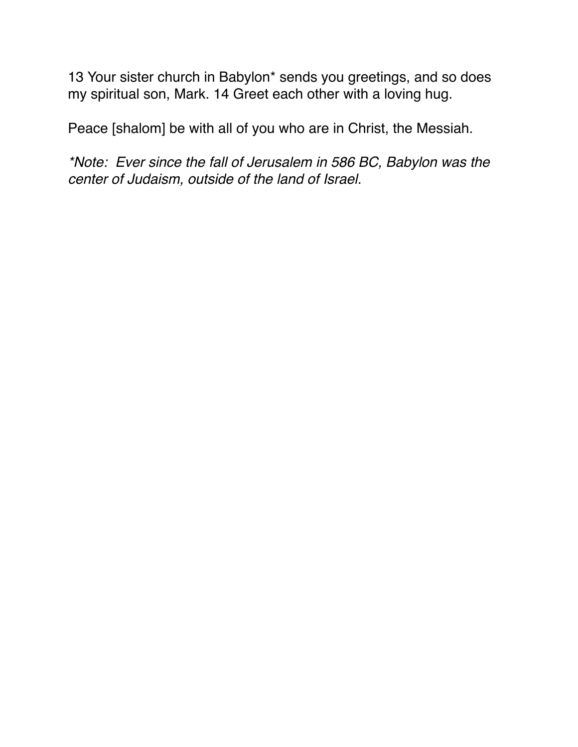13 Your sister church in Babylon* sends you greetings, and so does my spiritual son, Mark. 14 Greet each other with a loving hug.

Peace [shalom] be with all of you who are in Christ, the Messiah.

*\*Note:  Ever since the fall of Jerusalem in 586 BC, Babylon was the center of Judaism, outside of the land of Israel.*